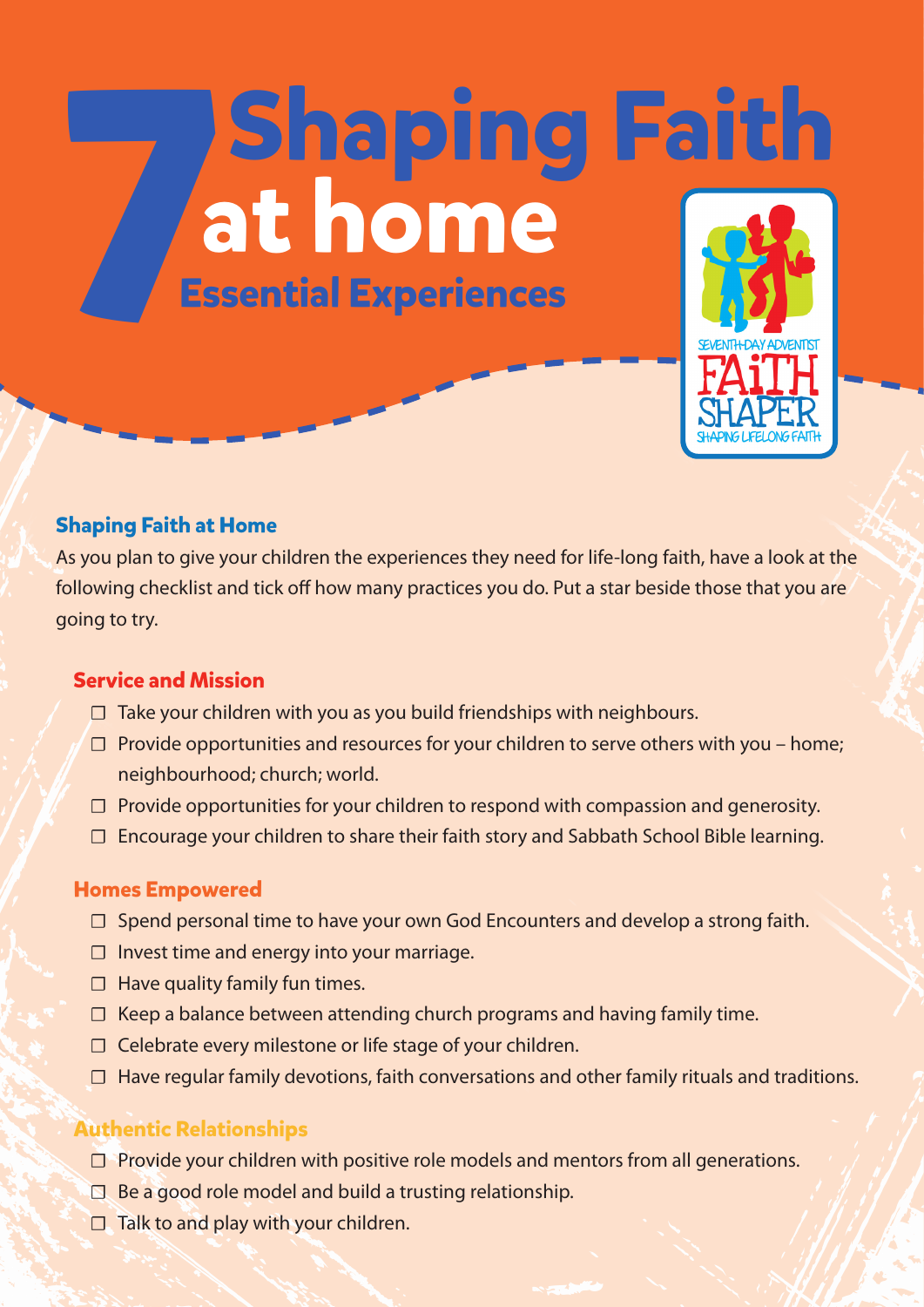# 7 Shaping Faith at home

## Essential Experiences

SEVENTH-DAY ADVENTIST FAITH SHAPER — SHAPING LIFELONG FAITH

### Shaping Faith at Home

As you plan to give your children the experiences they need for life-long faith, have a look at the following checklist and tick off how many practices you do. Put a star beside those that you are going to try.

#### Service and Mission

- ☐ Take your children with you as you build friendships with neighbours.
- ☐ Provide opportunities and resources for your children to serve others with you – home; neighbourhood; church; world.
- ☐ Provide opportunities for your children to respond with compassion and generosity.
- ☐ Encourage your children to share their faith story and Sabbath School Bible learning.

#### Homes Empowered

- ☐ Spend personal time to have your own God Encounters and develop a strong faith.
- ☐ Invest time and energy into your marriage.
- ☐ Have quality family fun times.
- ☐ Keep a balance between attending church programs and having family time.
- ☐ Celebrate every milestone or life stage of your children.
- ☐ Have regular family devotions, faith conversations and other family rituals and traditions.

#### Authentic Relationships

- ☐ Provide your children with positive role models and mentors from all generations.
- ☐ Be a good role model and build a trusting relationship.
- ☐ Talk to and play with your children.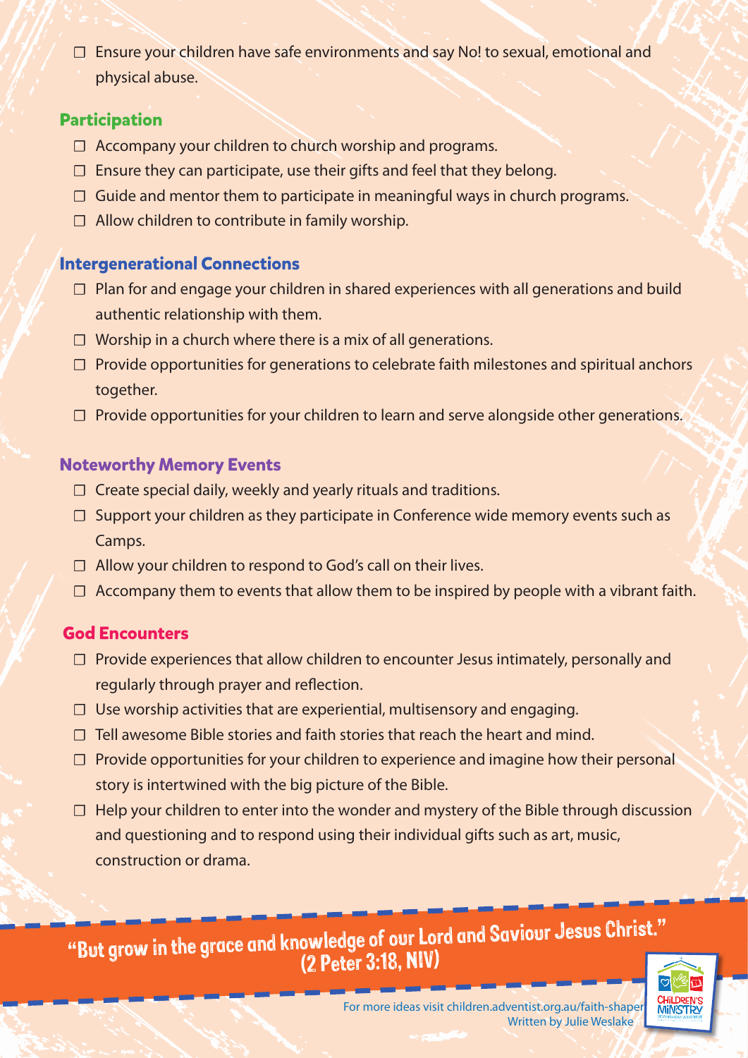- ☐ Ensure your children have safe environments and say No! to sexual, emotional and physical abuse.

## Participation

- ☐ Accompany your children to church worship and programs.
- ☐ Ensure they can participate, use their gifts and feel that they belong.
- ☐ Guide and mentor them to participate in meaningful ways in church programs.
- ☐ Allow children to contribute in family worship.

## Intergenerational Connections

- ☐ Plan for and engage your children in shared experiences with all generations and build authentic relationship with them.
- ☐ Worship in a church where there is a mix of all generations.
- ☐ Provide opportunities for generations to celebrate faith milestones and spiritual anchors together.
- ☐ Provide opportunities for your children to learn and serve alongside other generations.

## Noteworthy Memory Events

- ☐ Create special daily, weekly and yearly rituals and traditions.
- ☐ Support your children as they participate in Conference wide memory events such as Camps.
- ☐ Allow your children to respond to God's call on their lives.
- ☐ Accompany them to events that allow them to be inspired by people with a vibrant faith.

## God Encounters

- ☐ Provide experiences that allow children to encounter Jesus intimately, personally and regularly through prayer and reflection.
- ☐ Use worship activities that are experiential, multisensory and engaging.
- ☐ Tell awesome Bible stories and faith stories that reach the heart and mind.
- ☐ Provide opportunities for your children to experience and imagine how their personal story is intertwined with the big picture of the Bible.
- ☐ Help your children to enter into the wonder and mystery of the Bible through discussion and questioning and to respond using their individual gifts such as art, music, construction or drama.

**"But grow in the grace and knowledge of our Lord and Saviour Jesus Christ." (2 Peter 3:18, NIV)**

For more ideas visit children.adventist.org.au/faith-shaper
Written by Julie Weslake

CHILDREN'S MINISTRY